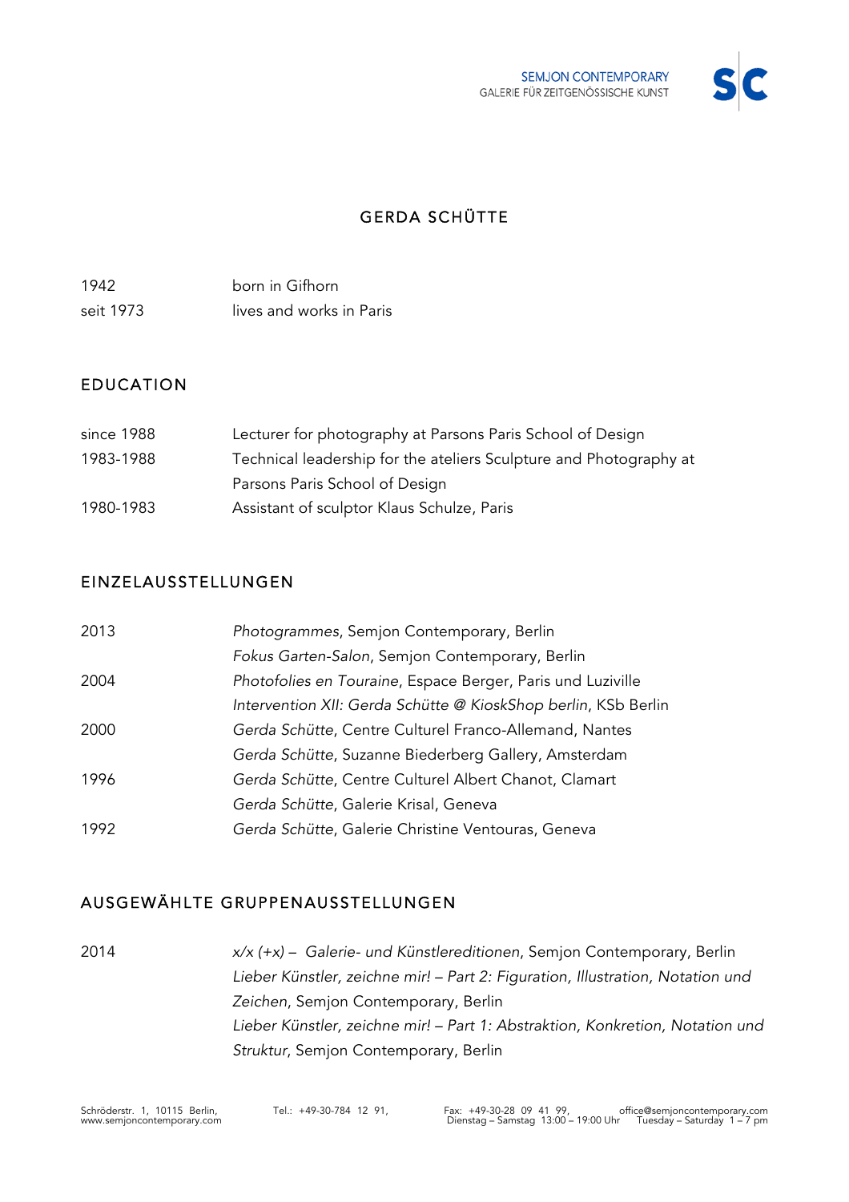SEMJON CONTEMPORARY
GALERIE FÜR ZEITGENÖSSISCHE KUNST

# GERDA SCHÜTTE

| | |
|---|---|
| 1942 | born in Gifhorn |
| seit 1973 | lives and works in Paris |

## EDUCATION

| | |
|---|---|
| since 1988 | Lecturer for photography at Parsons Paris School of Design |
| 1983-1988 | Technical leadership for the ateliers Sculpture and Photography at Parsons Paris School of Design |
| 1980-1983 | Assistant of sculptor Klaus Schulze, Paris |

## EINZELAUSSTELLUNGEN

| | |
|---|---|
| 2013 | *Photogrammes*, Semjon Contemporary, Berlin |
| | *Fokus Garten-Salon*, Semjon Contemporary, Berlin |
| 2004 | *Photofolies en Touraine*, Espace Berger, Paris und Luziville |
| | *Intervention XII: Gerda Schütte @ KioskShop berlin*, KSb Berlin |
| 2000 | *Gerda Schütte*, Centre Culturel Franco-Allemand, Nantes |
| | *Gerda Schütte*, Suzanne Biederberg Gallery, Amsterdam |
| 1996 | *Gerda Schütte*, Centre Culturel Albert Chanot, Clamart |
| | *Gerda Schütte*, Galerie Krisal, Geneva |
| 1992 | *Gerda Schütte*, Galerie Christine Ventouras, Geneva |

## AUSGEWÄHLTE GRUPPENAUSSTELLUNGEN

| | |
|---|---|
| 2014 | *x/x (+x) – Galerie- und Künstlereditionen*, Semjon Contemporary, Berlin |
| | *Lieber Künstler, zeichne mir! – Part 2: Figuration, Illustration, Notation und Zeichen*, Semjon Contemporary, Berlin |
| | *Lieber Künstler, zeichne mir! – Part 1: Abstraktion, Konkretion, Notation und Struktur*, Semjon Contemporary, Berlin |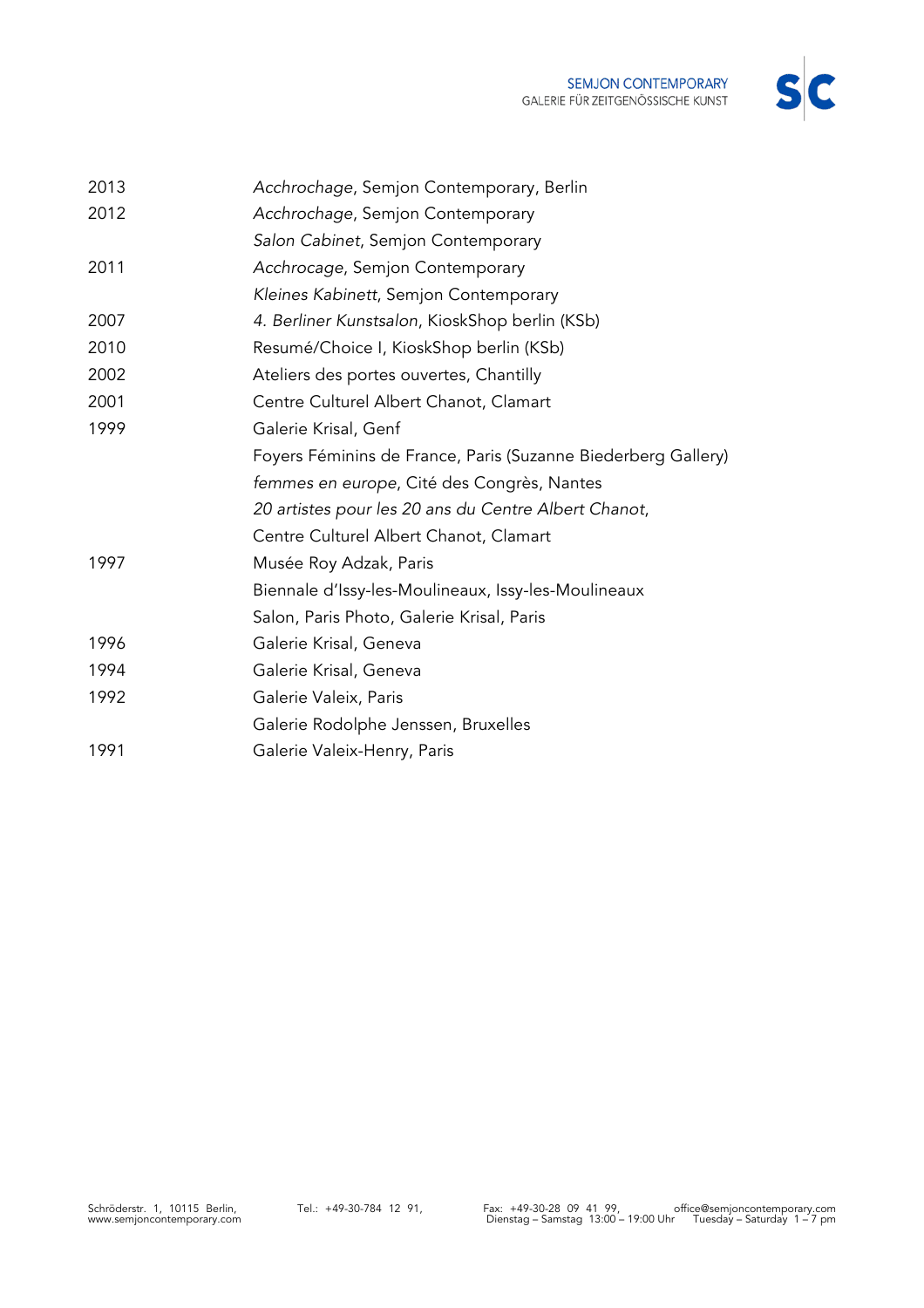| | |
|---|---|
| 2013 | *Acchrochage*, Semjon Contemporary, Berlin |
| 2012 | *Acchrochage*, Semjon Contemporary |
| | *Salon Cabinet*, Semjon Contemporary |
| 2011 | *Acchrocage*, Semjon Contemporary |
| | *Kleines Kabinett*, Semjon Contemporary |
| 2007 | *4. Berliner Kunstsalon*, KioskShop berlin (KSb) |
| 2010 | Resumé/Choice I, KioskShop berlin (KSb) |
| 2002 | Ateliers des portes ouvertes, Chantilly |
| 2001 | Centre Culturel Albert Chanot, Clamart |
| 1999 | Galerie Krisal, Genf |
| | Foyers Féminins de France, Paris (Suzanne Biederberg Gallery) |
| | *femmes en europe*, Cité des Congrès, Nantes |
| | *20 artistes pour les 20 ans du Centre Albert Chanot*, Centre Culturel Albert Chanot, Clamart |
| 1997 | Musée Roy Adzak, Paris |
| | Biennale d'Issy-les-Moulineaux, Issy-les-Moulineaux |
| | Salon, Paris Photo, Galerie Krisal, Paris |
| 1996 | Galerie Krisal, Geneva |
| 1994 | Galerie Krisal, Geneva |
| 1992 | Galerie Valeix, Paris |
| | Galerie Rodolphe Jenssen, Bruxelles |
| 1991 | Galerie Valeix-Henry, Paris |